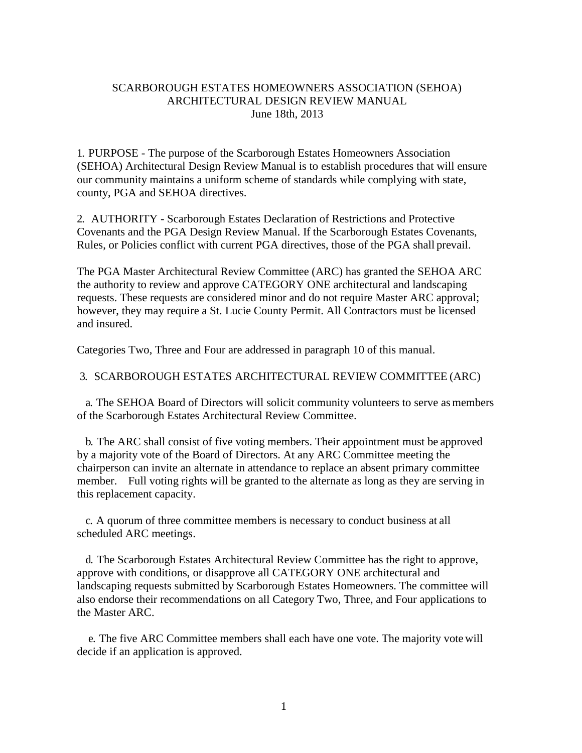# SCARBOROUGH ESTATES HOMEOWNERS ASSOCIATION (SEHOA)
## ARCHITECTURAL DESIGN REVIEW MANUAL
June 18th, 2013

1. PURPOSE - The purpose of the Scarborough Estates Homeowners Association (SEHOA) Architectural Design Review Manual is to establish procedures that will ensure our community maintains a uniform scheme of standards while complying with state, county, PGA and SEHOA directives.

2. AUTHORITY - Scarborough Estates Declaration of Restrictions and Protective Covenants and the PGA Design Review Manual. If the Scarborough Estates Covenants, Rules, or Policies conflict with current PGA directives, those of the PGA shall prevail.

The PGA Master Architectural Review Committee (ARC) has granted the SEHOA ARC the authority to review and approve CATEGORY ONE architectural and landscaping requests. These requests are considered minor and do not require Master ARC approval; however, they may require a St. Lucie County Permit. All Contractors must be licensed and insured.

Categories Two, Three and Four are addressed in paragraph 10 of this manual.

3. SCARBOROUGH ESTATES ARCHITECTURAL REVIEW COMMITTEE (ARC)

a. The SEHOA Board of Directors will solicit community volunteers to serve as members of the Scarborough Estates Architectural Review Committee.

b. The ARC shall consist of five voting members. Their appointment must be approved by a majority vote of the Board of Directors. At any ARC Committee meeting the chairperson can invite an alternate in attendance to replace an absent primary committee member. Full voting rights will be granted to the alternate as long as they are serving in this replacement capacity.

c. A quorum of three committee members is necessary to conduct business at all scheduled ARC meetings.

d. The Scarborough Estates Architectural Review Committee has the right to approve, approve with conditions, or disapprove all CATEGORY ONE architectural and landscaping requests submitted by Scarborough Estates Homeowners. The committee will also endorse their recommendations on all Category Two, Three, and Four applications to the Master ARC.

e. The five ARC Committee members shall each have one vote. The majority vote will decide if an application is approved.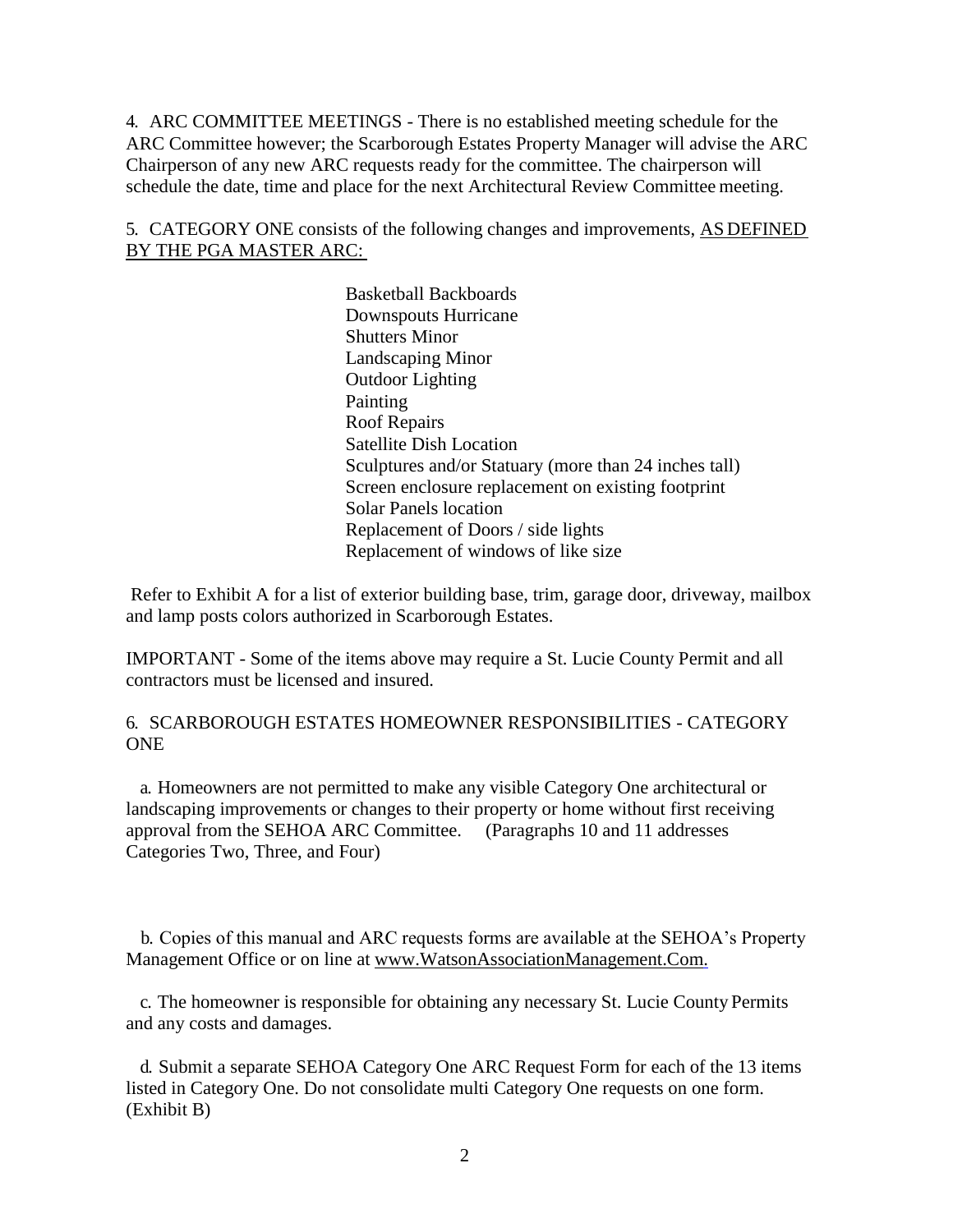4. ARC COMMITTEE MEETINGS - There is no established meeting schedule for the ARC Committee however; the Scarborough Estates Property Manager will advise the ARC Chairperson of any new ARC requests ready for the committee. The chairperson will schedule the date, time and place for the next Architectural Review Committee meeting.

5. CATEGORY ONE consists of the following changes and improvements, <u>AS DEFINED BY THE PGA MASTER ARC:</u>

- Basketball Backboards
- Downspouts Hurricane
- Shutters Minor
- Landscaping Minor
- Outdoor Lighting
- Painting
- Roof Repairs
- Satellite Dish Location
- Sculptures and/or Statuary (more than 24 inches tall)
- Screen enclosure replacement on existing footprint
- Solar Panels location
- Replacement of Doors / side lights
- Replacement of windows of like size

Refer to Exhibit A for a list of exterior building base, trim, garage door, driveway, mailbox and lamp posts colors authorized in Scarborough Estates.

IMPORTANT - Some of the items above may require a St. Lucie County Permit and all contractors must be licensed and insured.

6. SCARBOROUGH ESTATES HOMEOWNER RESPONSIBILITIES - CATEGORY ONE

a. Homeowners are not permitted to make any visible Category One architectural or landscaping improvements or changes to their property or home without first receiving approval from the SEHOA ARC Committee. (Paragraphs 10 and 11 addresses Categories Two, Three, and Four)

b. Copies of this manual and ARC requests forms are available at the SEHOA's Property Management Office or on line at www.WatsonAssociationManagement.Com.

c. The homeowner is responsible for obtaining any necessary St. Lucie County Permits and any costs and damages.

d. Submit a separate SEHOA Category One ARC Request Form for each of the 13 items listed in Category One. Do not consolidate multi Category One requests on one form. (Exhibit B)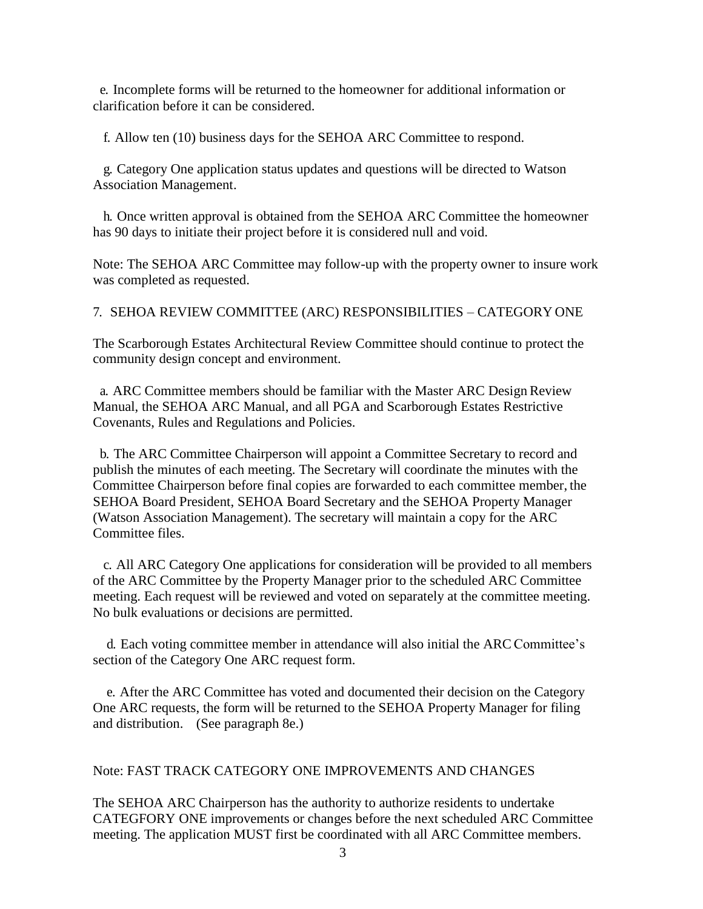e. Incomplete forms will be returned to the homeowner for additional information or clarification before it can be considered.

f. Allow ten (10) business days for the SEHOA ARC Committee to respond.

g. Category One application status updates and questions will be directed to Watson Association Management.

h. Once written approval is obtained from the SEHOA ARC Committee the homeowner has 90 days to initiate their project before it is considered null and void.

Note: The SEHOA ARC Committee may follow-up with the property owner to insure work was completed as requested.

7. SEHOA REVIEW COMMITTEE (ARC) RESPONSIBILITIES – CATEGORY ONE

The Scarborough Estates Architectural Review Committee should continue to protect the community design concept and environment.

a. ARC Committee members should be familiar with the Master ARC Design Review Manual, the SEHOA ARC Manual, and all PGA and Scarborough Estates Restrictive Covenants, Rules and Regulations and Policies.

b. The ARC Committee Chairperson will appoint a Committee Secretary to record and publish the minutes of each meeting. The Secretary will coordinate the minutes with the Committee Chairperson before final copies are forwarded to each committee member, the SEHOA Board President, SEHOA Board Secretary and the SEHOA Property Manager (Watson Association Management). The secretary will maintain a copy for the ARC Committee files.

c. All ARC Category One applications for consideration will be provided to all members of the ARC Committee by the Property Manager prior to the scheduled ARC Committee meeting. Each request will be reviewed and voted on separately at the committee meeting. No bulk evaluations or decisions are permitted.

d. Each voting committee member in attendance will also initial the ARC Committee's section of the Category One ARC request form.

e. After the ARC Committee has voted and documented their decision on the Category One ARC requests, the form will be returned to the SEHOA Property Manager for filing and distribution. (See paragraph 8e.)

Note: FAST TRACK CATEGORY ONE IMPROVEMENTS AND CHANGES

The SEHOA ARC Chairperson has the authority to authorize residents to undertake CATEGFORY ONE improvements or changes before the next scheduled ARC Committee meeting. The application MUST first be coordinated with all ARC Committee members.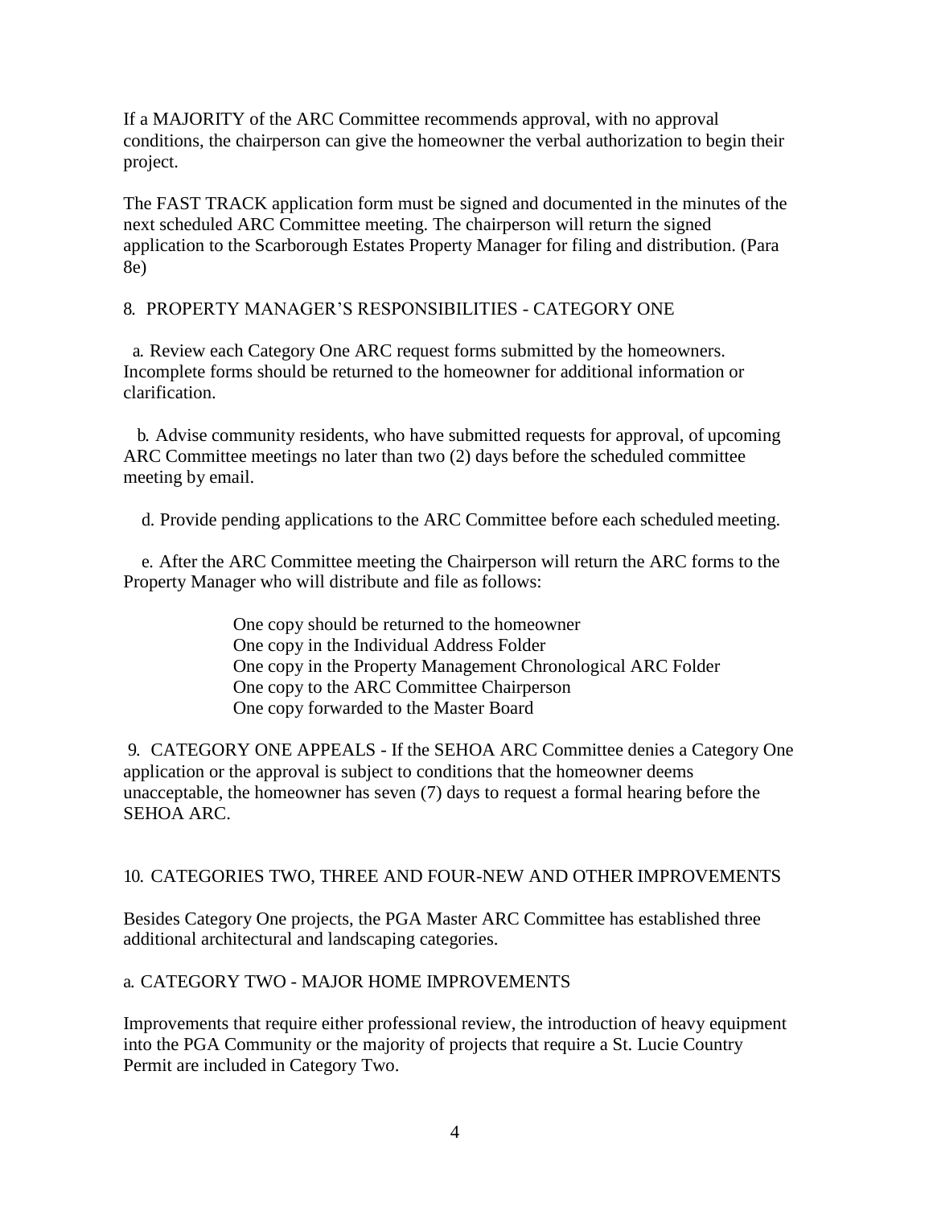If a MAJORITY of the ARC Committee recommends approval, with no approval conditions, the chairperson can give the homeowner the verbal authorization to begin their project.

The FAST TRACK application form must be signed and documented in the minutes of the next scheduled ARC Committee meeting. The chairperson will return the signed application to the Scarborough Estates Property Manager for filing and distribution. (Para 8e)

8. PROPERTY MANAGER'S RESPONSIBILITIES - CATEGORY ONE

a. Review each Category One ARC request forms submitted by the homeowners. Incomplete forms should be returned to the homeowner for additional information or clarification.

b. Advise community residents, who have submitted requests for approval, of upcoming ARC Committee meetings no later than two (2) days before the scheduled committee meeting by email.

d. Provide pending applications to the ARC Committee before each scheduled meeting.

e. After the ARC Committee meeting the Chairperson will return the ARC forms to the Property Manager who will distribute and file as follows:

> One copy should be returned to the homeowner
> One copy in the Individual Address Folder
> One copy in the Property Management Chronological ARC Folder
> One copy to the ARC Committee Chairperson
> One copy forwarded to the Master Board

9. CATEGORY ONE APPEALS - If the SEHOA ARC Committee denies a Category One application or the approval is subject to conditions that the homeowner deems unacceptable, the homeowner has seven (7) days to request a formal hearing before the SEHOA ARC.

10. CATEGORIES TWO, THREE AND FOUR-NEW AND OTHER IMPROVEMENTS

Besides Category One projects, the PGA Master ARC Committee has established three additional architectural and landscaping categories.

a. CATEGORY TWO - MAJOR HOME IMPROVEMENTS

Improvements that require either professional review, the introduction of heavy equipment into the PGA Community or the majority of projects that require a St. Lucie Country Permit are included in Category Two.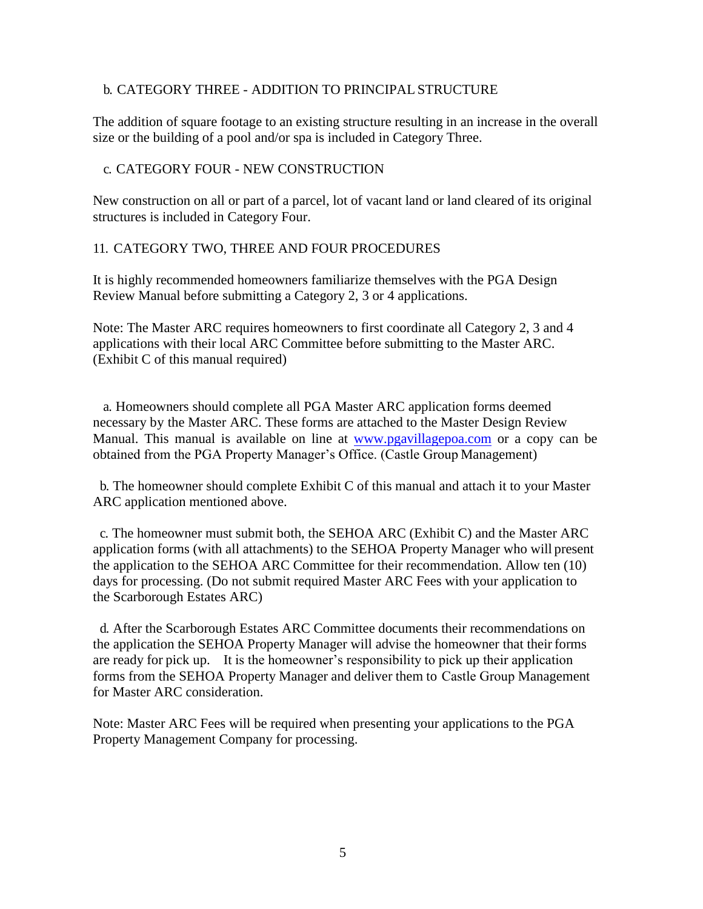b. CATEGORY THREE - ADDITION TO PRINCIPAL STRUCTURE

The addition of square footage to an existing structure resulting in an increase in the overall size or the building of a pool and/or spa is included in Category Three.

c. CATEGORY FOUR - NEW CONSTRUCTION

New construction on all or part of a parcel, lot of vacant land or land cleared of its original structures is included in Category Four.

11. CATEGORY TWO, THREE AND FOUR PROCEDURES

It is highly recommended homeowners familiarize themselves with the PGA Design Review Manual before submitting a Category 2, 3 or 4 applications.

Note: The Master ARC requires homeowners to first coordinate all Category 2, 3 and 4 applications with their local ARC Committee before submitting to the Master ARC. (Exhibit C of this manual required)

a. Homeowners should complete all PGA Master ARC application forms deemed necessary by the Master ARC. These forms are attached to the Master Design Review Manual. This manual is available on line at [www.pgavillagepoa.com](www.pgavillagepoa.com) or a copy can be obtained from the PGA Property Manager's Office. (Castle Group Management)

b. The homeowner should complete Exhibit C of this manual and attach it to your Master ARC application mentioned above.

c. The homeowner must submit both, the SEHOA ARC (Exhibit C) and the Master ARC application forms (with all attachments) to the SEHOA Property Manager who will present the application to the SEHOA ARC Committee for their recommendation. Allow ten (10) days for processing. (Do not submit required Master ARC Fees with your application to the Scarborough Estates ARC)

d. After the Scarborough Estates ARC Committee documents their recommendations on the application the SEHOA Property Manager will advise the homeowner that their forms are ready for pick up. It is the homeowner's responsibility to pick up their application forms from the SEHOA Property Manager and deliver them to Castle Group Management for Master ARC consideration.

Note: Master ARC Fees will be required when presenting your applications to the PGA Property Management Company for processing.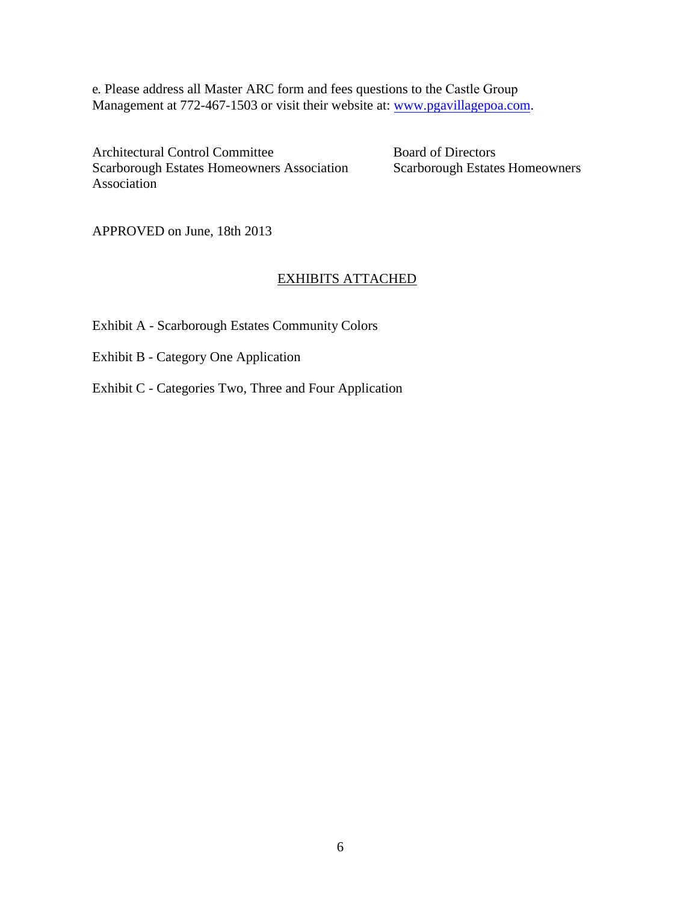e. Please address all Master ARC form and fees questions to the Castle Group Management at 772-467-1503 or visit their website at: [www.pgavillagepoa.com](http://www.pgavillagepoa.com).

Architectural Control Committee
Scarborough Estates Homeowners Association

Board of Directors
Scarborough Estates Homeowners Association

APPROVED on June, 18th 2013

## EXHIBITS ATTACHED

Exhibit A - Scarborough Estates Community Colors

Exhibit B - Category One Application

Exhibit C - Categories Two, Three and Four Application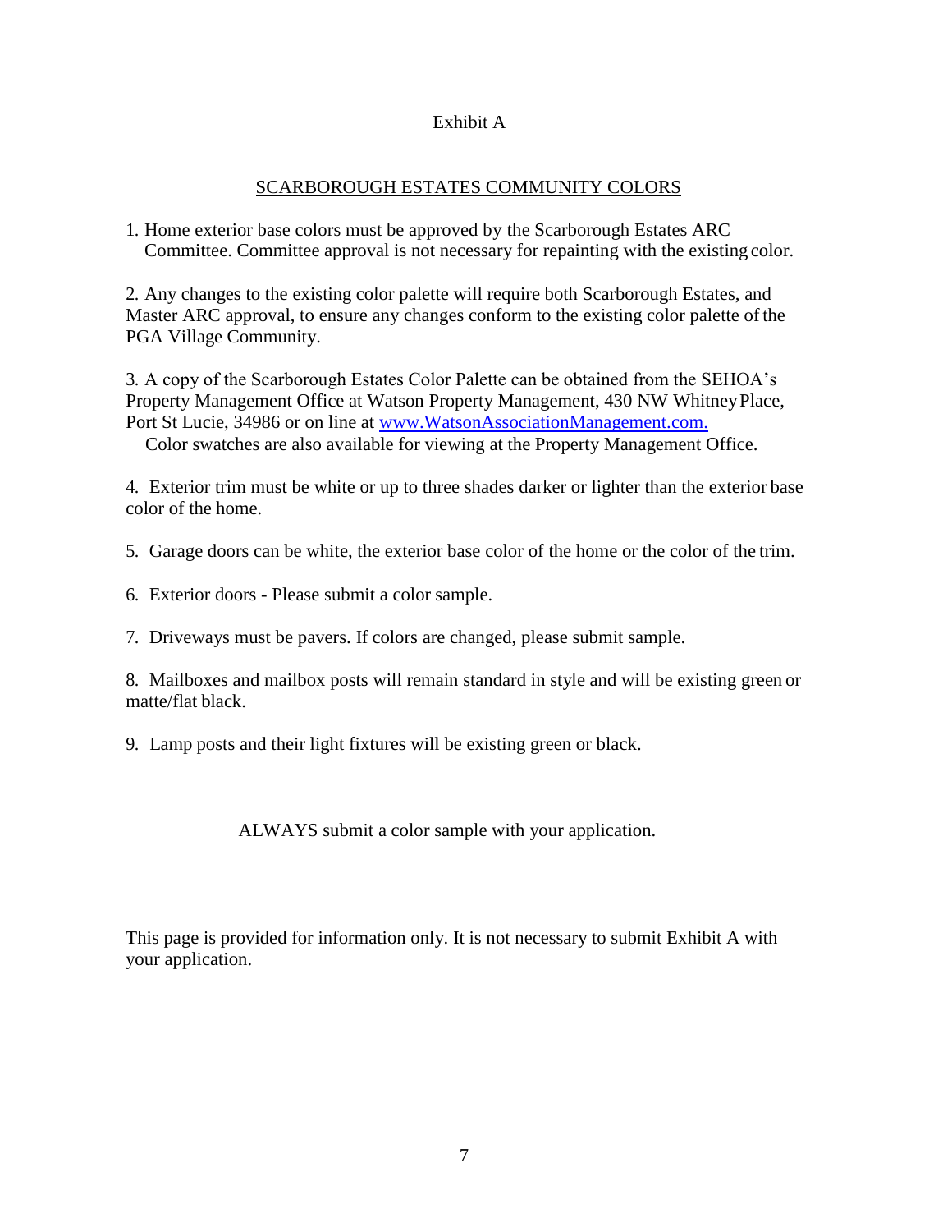# Exhibit A

## SCARBOROUGH ESTATES COMMUNITY COLORS

1. Home exterior base colors must be approved by the Scarborough Estates ARC Committee. Committee approval is not necessary for repainting with the existing color.

2. Any changes to the existing color palette will require both Scarborough Estates, and Master ARC approval, to ensure any changes conform to the existing color palette of the PGA Village Community.

3. A copy of the Scarborough Estates Color Palette can be obtained from the SEHOA's Property Management Office at Watson Property Management, 430 NW Whitney Place, Port St Lucie, 34986 or on line at [www.WatsonAssociationManagement.com.](http://www.WatsonAssociationManagement.com) Color swatches are also available for viewing at the Property Management Office.

4. Exterior trim must be white or up to three shades darker or lighter than the exterior base color of the home.

5. Garage doors can be white, the exterior base color of the home or the color of the trim.

6. Exterior doors - Please submit a color sample.

7. Driveways must be pavers. If colors are changed, please submit sample.

8. Mailboxes and mailbox posts will remain standard in style and will be existing green or matte/flat black.

9. Lamp posts and their light fixtures will be existing green or black.

ALWAYS submit a color sample with your application.

This page is provided for information only. It is not necessary to submit Exhibit A with your application.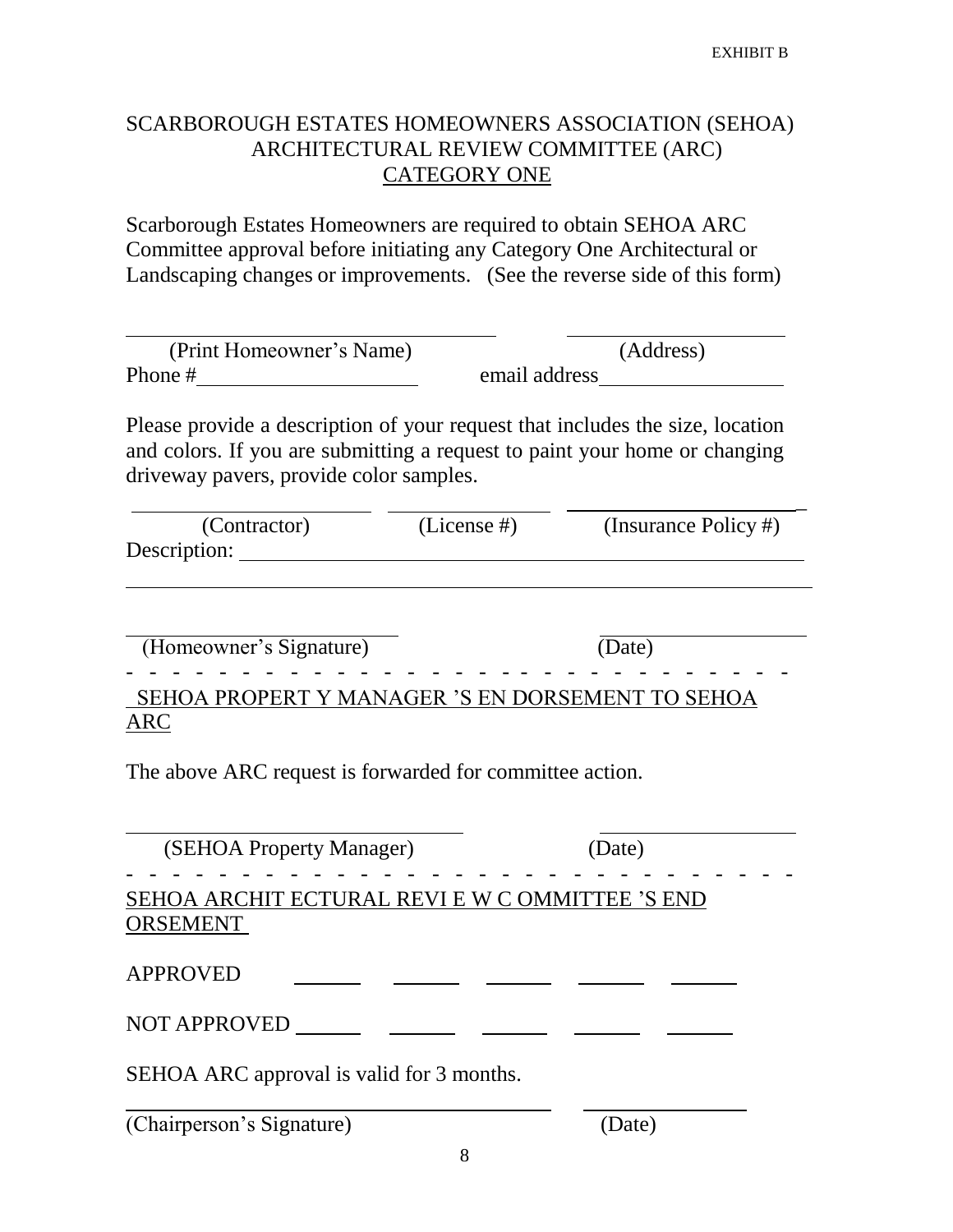EXHIBIT B

## SCARBOROUGH ESTATES HOMEOWNERS ASSOCIATION (SEHOA) ARCHITECTURAL REVIEW COMMITTEE (ARC)

### CATEGORY ONE

Scarborough Estates Homeowners are required to obtain SEHOA ARC Committee approval before initiating any Category One Architectural or Landscaping changes or improvements. (See the reverse side of this form)

\_\_\_\_\_\_\_\_\_\_\_\_\_\_\_\_\_\_\_\_\_\_\_\_\_\_\_\_\_\_ \_\_\_\_\_\_\_\_\_\_\_\_\_\_\_\_\_\_\_\_
(Print Homeowner's Name) (Address)

Phone # \_\_\_\_\_\_\_\_\_\_\_\_\_\_\_\_\_\_\_\_ email address \_\_\_\_\_\_\_\_\_\_\_\_\_\_\_\_\_\_\_\_

Please provide a description of your request that includes the size, location and colors. If you are submitting a request to paint your home or changing driveway pavers, provide color samples.

\_\_\_\_\_\_\_\_\_\_\_\_\_\_\_\_\_\_\_\_ \_\_\_\_\_\_\_\_\_\_\_\_\_\_\_ \_\_\_\_\_\_\_\_\_\_\_\_\_\_\_\_\_\_\_\_
(Contractor) (License #) (Insurance Policy #)

Description: \_\_\_\_\_\_\_\_\_\_\_\_\_\_\_\_\_\_\_\_\_\_\_\_\_\_\_\_\_\_\_\_\_\_\_\_\_\_\_\_\_\_\_\_\_\_\_\_\_\_

\_\_\_\_\_\_\_\_\_\_\_\_\_\_\_\_\_\_\_\_\_\_\_\_\_\_\_\_\_\_\_\_\_\_\_\_\_\_\_\_\_\_\_\_\_\_\_\_\_\_\_\_\_\_\_\_\_\_\_\_

\_\_\_\_\_\_\_\_\_\_\_\_\_\_\_\_\_\_\_\_\_\_\_\_\_ \_\_\_\_\_\_\_\_\_\_\_\_\_\_\_\_\_\_\_\_
(Homeowner's Signature) (Date)

- - - - - - - - - - - - - - - - - - - - - - - - - - - - - - - - - -

SEHOA PROPERTY MANAGER'S ENDORSEMENT TO SEHOA ARC

The above ARC request is forwarded for committee action.

\_\_\_\_\_\_\_\_\_\_\_\_\_\_\_\_\_\_\_\_\_\_\_\_\_\_\_\_\_\_ \_\_\_\_\_\_\_\_\_\_\_\_\_\_\_\_\_\_\_\_
(SEHOA Property Manager) (Date)

- - - - - - - - - - - - - - - - - - - - - - - - - - - - - - - - - -

SEHOA ARCHITECTURAL REVIEW COMMITTEE'S ENDORSEMENT

APPROVED \_\_\_\_\_\_ \_\_\_\_\_\_ \_\_\_\_\_\_ \_\_\_\_\_\_ \_\_\_\_\_\_

NOT APPROVED \_\_\_\_\_\_ \_\_\_\_\_\_ \_\_\_\_\_\_ \_\_\_\_\_\_ \_\_\_\_\_\_

SEHOA ARC approval is valid for 3 months.

\_\_\_\_\_\_\_\_\_\_\_\_\_\_\_\_\_\_\_\_\_\_\_\_\_\_\_\_\_\_\_\_\_\_\_\_ \_\_\_\_\_\_\_\_\_\_\_\_\_\_\_
(Chairperson's Signature) (Date)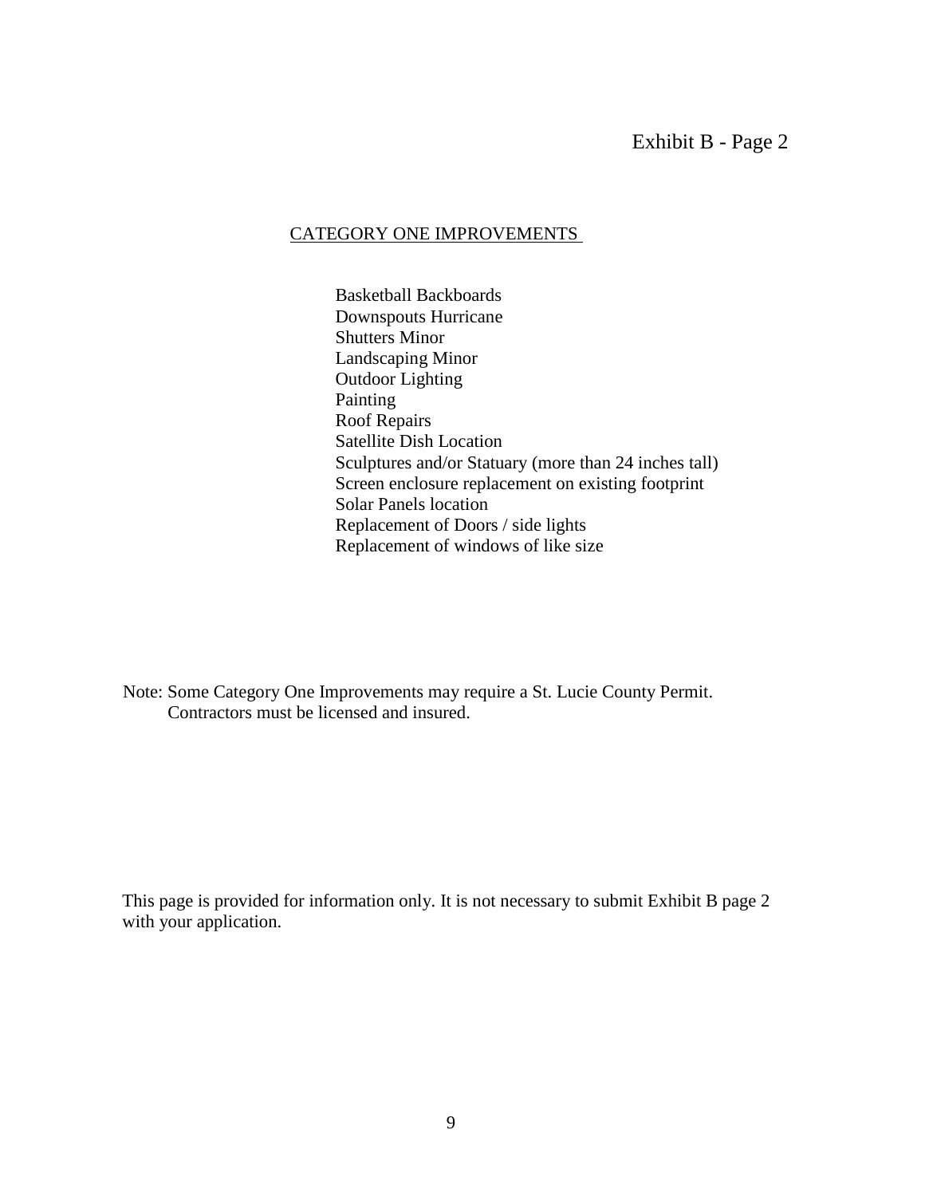Exhibit B - Page 2

## CATEGORY ONE IMPROVEMENTS

Basketball Backboards  
Downspouts Hurricane  
Shutters Minor  
Landscaping Minor  
Outdoor Lighting  
Painting  
Roof Repairs  
Satellite Dish Location  
Sculptures and/or Statuary (more than 24 inches tall)  
Screen enclosure replacement on existing footprint  
Solar Panels location  
Replacement of Doors / side lights  
Replacement of windows of like size

Note: Some Category One Improvements may require a St. Lucie County Permit.  
Contractors must be licensed and insured.

This page is provided for information only. It is not necessary to submit Exhibit B page 2 with your application.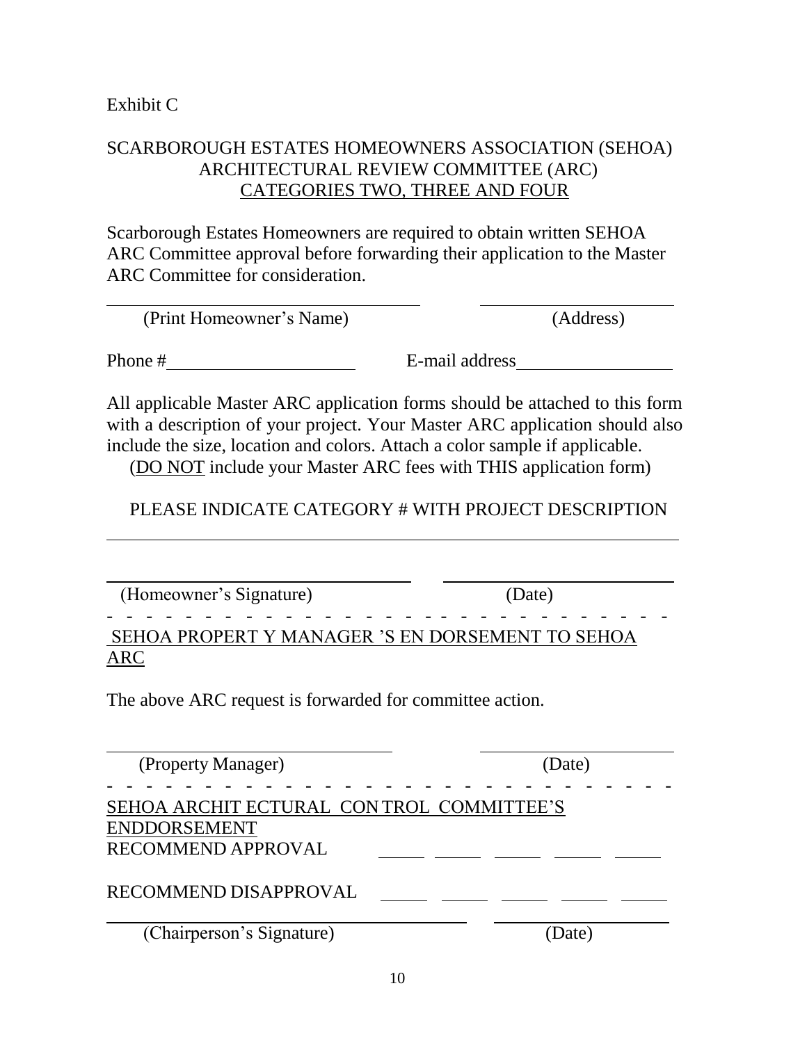Exhibit C

SCARBOROUGH ESTATES HOMEOWNERS ASSOCIATION (SEHOA)
ARCHITECTURAL REVIEW COMMITTEE (ARC)
CATEGORIES TWO, THREE AND FOUR

Scarborough Estates Homeowners are required to obtain written SEHOA ARC Committee approval before forwarding their application to the Master ARC Committee for consideration.

\_\_\_\_\_\_\_\_\_\_\_\_\_\_\_\_\_\_\_\_\_\_\_\_\_\_\_\_\_\_ \_\_\_\_\_\_\_\_\_\_\_\_\_\_\_\_\_\_\_\_\_\_\_\_
(Print Homeowner's Name) (Address)

Phone # \_\_\_\_\_\_\_\_\_\_\_\_\_\_\_\_\_\_\_\_ E-mail address \_\_\_\_\_\_\_\_\_\_\_\_\_\_\_\_\_\_\_\_

All applicable Master ARC application forms should be attached to this form with a description of your project. Your Master ARC application should also include the size, location and colors. Attach a color sample if applicable.
(DO NOT include your Master ARC fees with THIS application form)

PLEASE INDICATE CATEGORY # WITH PROJECT DESCRIPTION

\_\_\_\_\_\_\_\_\_\_\_\_\_\_\_\_\_\_\_\_\_\_\_\_\_\_\_\_\_\_\_\_\_\_\_\_\_\_\_\_\_\_\_\_\_\_\_\_\_\_\_\_\_\_\_\_\_\_

\_\_\_\_\_\_\_\_\_\_\_\_\_\_\_\_\_\_\_\_\_\_\_\_\_\_\_\_\_\_ \_\_\_\_\_\_\_\_\_\_\_\_\_\_\_\_\_\_\_\_\_\_\_\_
(Homeowner's Signature) (Date)

- - - - - - - - - - - - - - - - - - - - - - - - - - - - - - - - -

SEHOA PROPERT Y MANAGER 'S EN DORSEMENT TO SEHOA ARC

The above ARC request is forwarded for committee action.

\_\_\_\_\_\_\_\_\_\_\_\_\_\_\_\_\_\_\_\_\_\_\_\_\_\_\_\_\_\_ \_\_\_\_\_\_\_\_\_\_\_\_\_\_\_\_\_\_\_\_\_\_\_\_
(Property Manager) (Date)

- - - - - - - - - - - - - - - - - - - - - - - - - - - - - - - - -

SEHOA ARCHIT ECTURAL CON TROL COMMITTEE'S ENDDORSEMENT

RECOMMEND APPROVAL \_\_\_\_\_ \_\_\_\_\_ \_\_\_\_\_ \_\_\_\_\_ \_\_\_\_\_

RECOMMEND DISAPPROVAL \_\_\_\_\_ \_\_\_\_\_ \_\_\_\_\_ \_\_\_\_\_ \_\_\_\_\_

\_\_\_\_\_\_\_\_\_\_\_\_\_\_\_\_\_\_\_\_\_\_\_\_\_\_\_\_\_\_ \_\_\_\_\_\_\_\_\_\_\_\_\_\_\_\_\_\_\_\_\_\_\_\_
(Chairperson's Signature) (Date)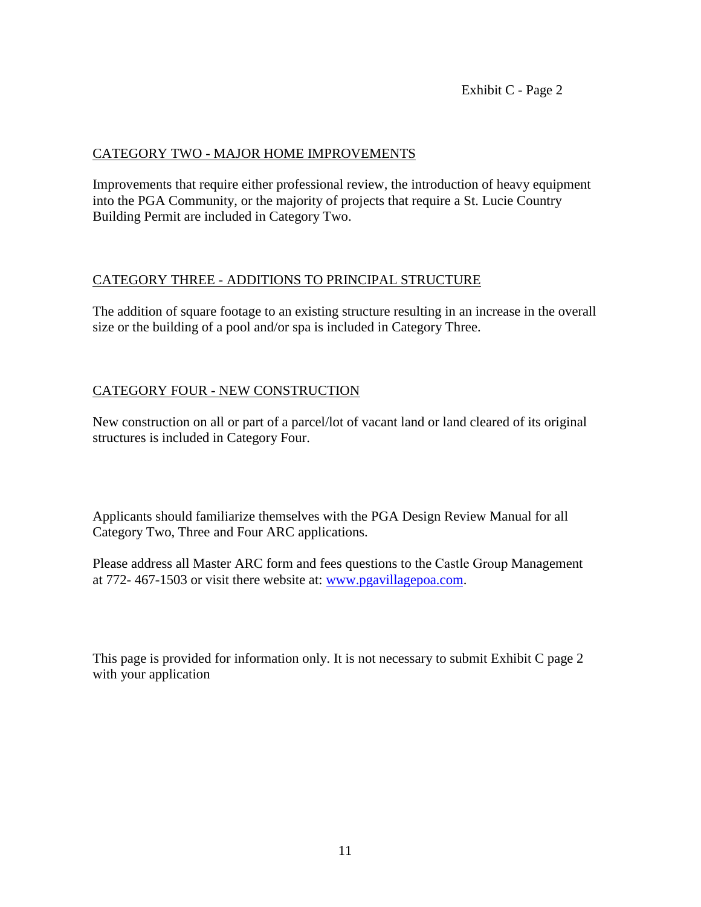Exhibit C - Page 2

## CATEGORY TWO - MAJOR HOME IMPROVEMENTS

Improvements that require either professional review, the introduction of heavy equipment into the PGA Community, or the majority of projects that require a St. Lucie Country Building Permit are included in Category Two.

## CATEGORY THREE - ADDITIONS TO PRINCIPAL STRUCTURE

The addition of square footage to an existing structure resulting in an increase in the overall size or the building of a pool and/or spa is included in Category Three.

## CATEGORY FOUR - NEW CONSTRUCTION

New construction on all or part of a parcel/lot of vacant land or land cleared of its original structures is included in Category Four.

Applicants should familiarize themselves with the PGA Design Review Manual for all Category Two, Three and Four ARC applications.

Please address all Master ARC form and fees questions to the Castle Group Management at 772- 467-1503 or visit there website at: [www.pgavillagepoa.com](http://www.pgavillagepoa.com).

This page is provided for information only. It is not necessary to submit Exhibit C page 2 with your application